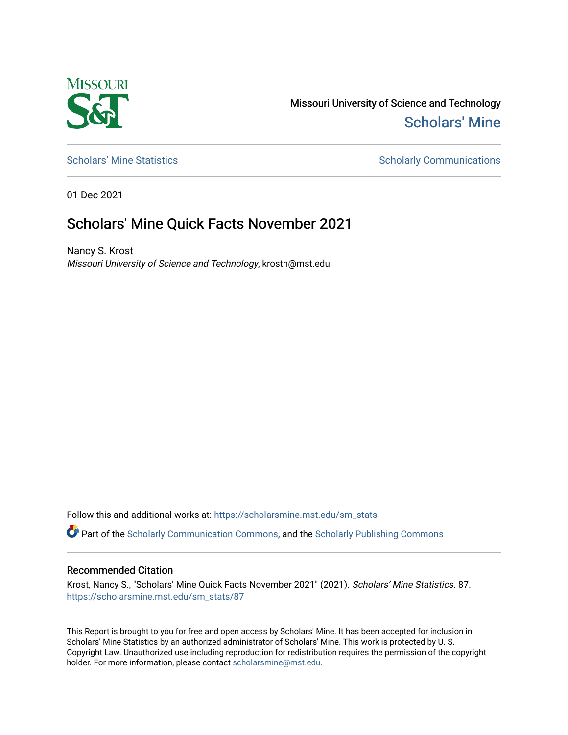Missouri University of Science and Technology

Scholars' Mine

Scholars' Mine Statistics | Scholarly Communications

01 Dec 2021

# Scholars' Mine Quick Facts November 2021

Nancy S. Krost
*Missouri University of Science and Technology*, krostn@mst.edu

Follow this and additional works at: https://scholarsmine.mst.edu/sm_stats

Part of the Scholarly Communication Commons, and the Scholarly Publishing Commons

## Recommended Citation

Krost, Nancy S., "Scholars' Mine Quick Facts November 2021" (2021). *Scholars' Mine Statistics*. 87.
https://scholarsmine.mst.edu/sm_stats/87

This Report is brought to you for free and open access by Scholars' Mine. It has been accepted for inclusion in Scholars' Mine Statistics by an authorized administrator of Scholars' Mine. This work is protected by U. S. Copyright Law. Unauthorized use including reproduction for redistribution requires the permission of the copyright holder. For more information, please contact scholarsmine@mst.edu.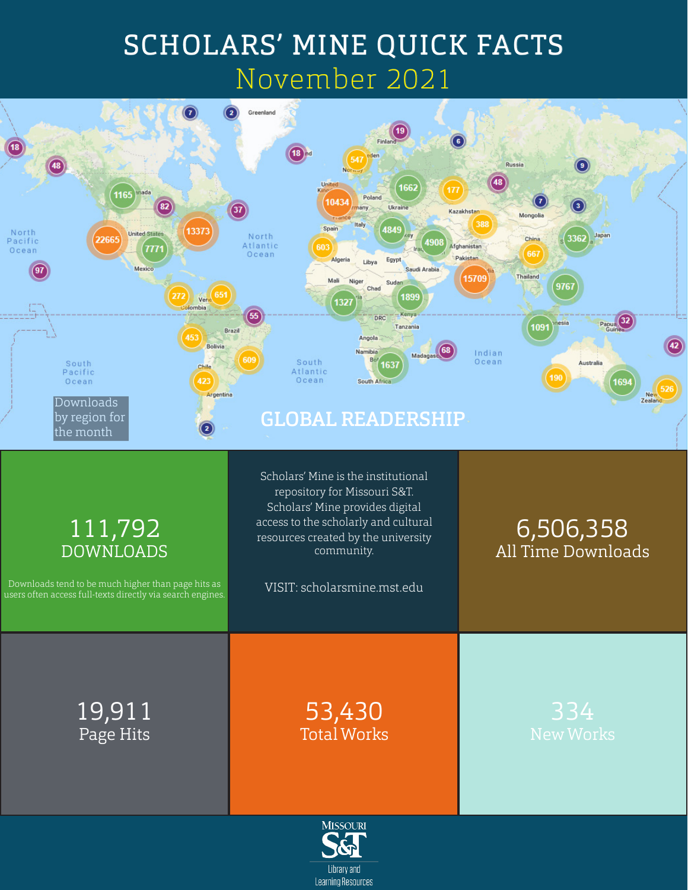# SCHOLARS' MINE QUICK FACTS

## November 2021

## GLOBAL READERSHIP

Downloads by region for the month

111,792
DOWNLOADS

Downloads tend to be much higher than page hits as users often access full-texts directly via search engines.

Scholars' Mine is the institutional repository for Missouri S&T. Scholars' Mine provides digital access to the scholarly and cultural resources created by the university community.

VISIT: scholarsmine.mst.edu

6,506,358
All Time Downloads

19,911
Page Hits

53,430
Total Works

334
New Works

MISSOURI S&T
Library and Learning Resources